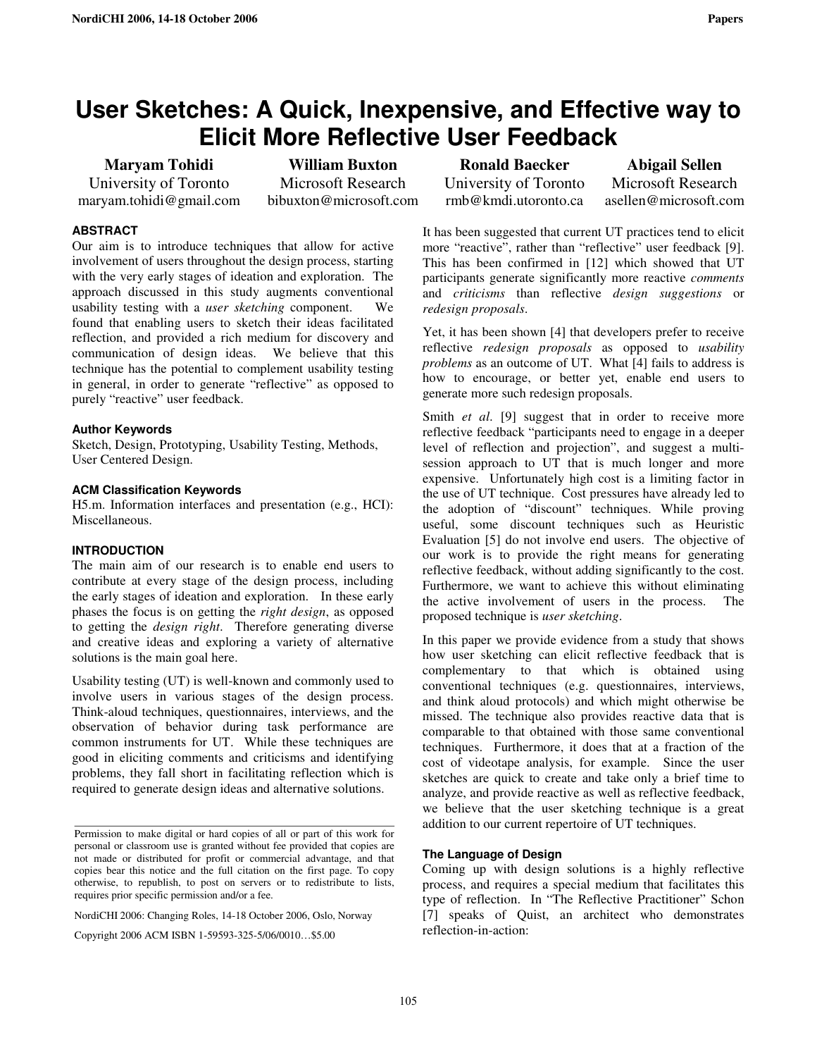# User Sketches: A Quick, Inexpensive, and Effective way to Elicit More Reflective User Feedback

**Maryam Tohidi**
University of Toronto
maryam.tohidi@gmail.com

**William Buxton**
Microsoft Research
bibuxton@microsoft.com

**Ronald Baecker**
University of Toronto
rmb@kmdi.utoronto.ca

**Abigail Sellen**
Microsoft Research
asellen@microsoft.com

## ABSTRACT

Our aim is to introduce techniques that allow for active involvement of users throughout the design process, starting with the very early stages of ideation and exploration. The approach discussed in this study augments conventional usability testing with a *user sketching* component. We found that enabling users to sketch their ideas facilitated reflection, and provided a rich medium for discovery and communication of design ideas. We believe that this technique has the potential to complement usability testing in general, in order to generate "reflective" as opposed to purely "reactive" user feedback.

### Author Keywords

Sketch, Design, Prototyping, Usability Testing, Methods, User Centered Design.

### ACM Classification Keywords

H5.m. Information interfaces and presentation (e.g., HCI): Miscellaneous.

## INTRODUCTION

The main aim of our research is to enable end users to contribute at every stage of the design process, including the early stages of ideation and exploration. In these early phases the focus is on getting the *right design*, as opposed to getting the *design right*. Therefore generating diverse and creative ideas and exploring a variety of alternative solutions is the main goal here.

Usability testing (UT) is well-known and commonly used to involve users in various stages of the design process. Think-aloud techniques, questionnaires, interviews, and the observation of behavior during task performance are common instruments for UT. While these techniques are good in eliciting comments and criticisms and identifying problems, they fall short in facilitating reflection which is required to generate design ideas and alternative solutions.

It has been suggested that current UT practices tend to elicit more "reactive", rather than "reflective" user feedback [9]. This has been confirmed in [12] which showed that UT participants generate significantly more reactive *comments* and *criticisms* than reflective *design suggestions* or *redesign proposals*.

Yet, it has been shown [4] that developers prefer to receive reflective *redesign proposals* as opposed to *usability problems* as an outcome of UT. What [4] fails to address is how to encourage, or better yet, enable end users to generate more such redesign proposals.

Smith *et al.* [9] suggest that in order to receive more reflective feedback "participants need to engage in a deeper level of reflection and projection", and suggest a multi-session approach to UT that is much longer and more expensive. Unfortunately high cost is a limiting factor in the use of UT technique. Cost pressures have already led to the adoption of "discount" techniques. While proving useful, some discount techniques such as Heuristic Evaluation [5] do not involve end users. The objective of our work is to provide the right means for generating reflective feedback, without adding significantly to the cost. Furthermore, we want to achieve this without eliminating the active involvement of users in the process. The proposed technique is *user sketching*.

In this paper we provide evidence from a study that shows how user sketching can elicit reflective feedback that is complementary to that which is obtained using conventional techniques (e.g. questionnaires, interviews, and think aloud protocols) and which might otherwise be missed. The technique also provides reactive data that is comparable to that obtained with those same conventional techniques. Furthermore, it does that at a fraction of the cost of videotape analysis, for example. Since the user sketches are quick to create and take only a brief time to analyze, and provide reactive as well as reflective feedback, we believe that the user sketching technique is a great addition to our current repertoire of UT techniques.

### The Language of Design

Coming up with design solutions is a highly reflective process, and requires a special medium that facilitates this type of reflection. In "The Reflective Practitioner" Schon [7] speaks of Quist, an architect who demonstrates reflection-in-action:

---

Permission to make digital or hard copies of all or part of this work for personal or classroom use is granted without fee provided that copies are not made or distributed for profit or commercial advantage, and that copies bear this notice and the full citation on the first page. To copy otherwise, to republish, to post on servers or to redistribute to lists, requires prior specific permission and/or a fee.

NordiCHI 2006: Changing Roles, 14-18 October 2006, Oslo, Norway

Copyright 2006 ACM ISBN 1-59593-325-5/06/0010…$5.00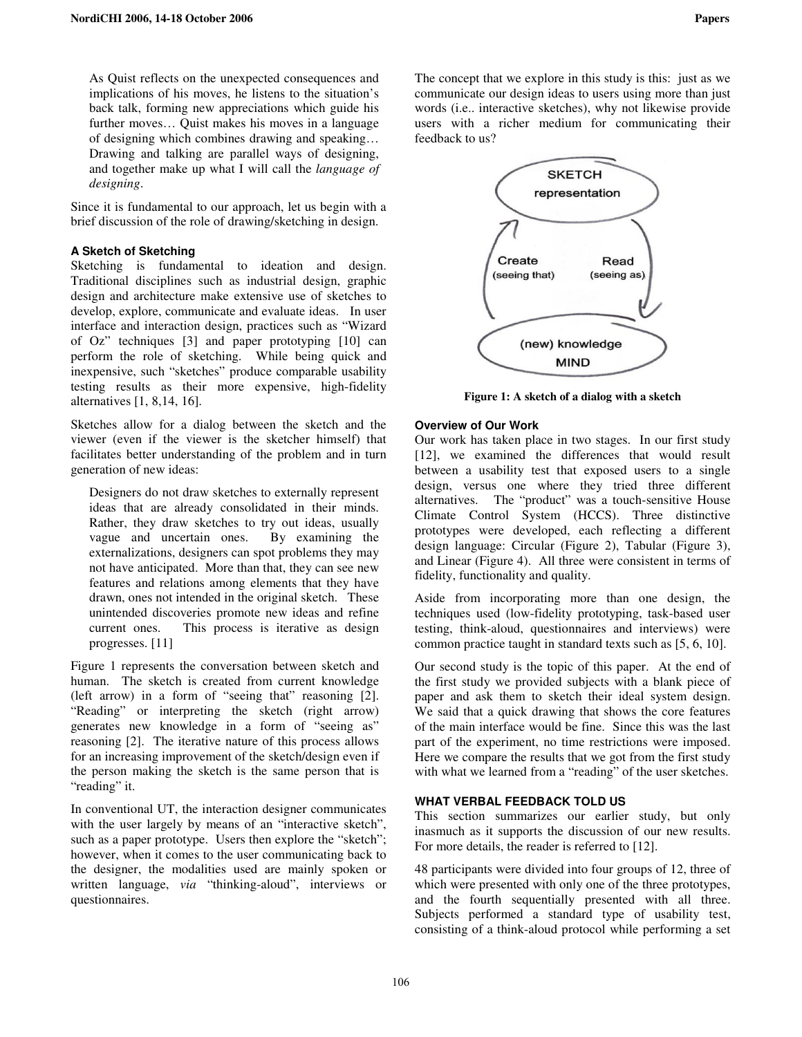> As Quist reflects on the unexpected consequences and implications of his moves, he listens to the situation's back talk, forming new appreciations which guide his further moves… Quist makes his moves in a language of designing which combines drawing and speaking… Drawing and talking are parallel ways of designing, and together make up what I will call the *language of designing*.

Since it is fundamental to our approach, let us begin with a brief discussion of the role of drawing/sketching in design.

### A Sketch of Sketching

Sketching is fundamental to ideation and design. Traditional disciplines such as industrial design, graphic design and architecture make extensive use of sketches to develop, explore, communicate and evaluate ideas. In user interface and interaction design, practices such as "Wizard of Oz" techniques [3] and paper prototyping [10] can perform the role of sketching. While being quick and inexpensive, such "sketches" produce comparable usability testing results as their more expensive, high-fidelity alternatives [1, 8,14, 16].

Sketches allow for a dialog between the sketch and the viewer (even if the viewer is the sketcher himself) that facilitates better understanding of the problem and in turn generation of new ideas:

> Designers do not draw sketches to externally represent ideas that are already consolidated in their minds. Rather, they draw sketches to try out ideas, usually vague and uncertain ones. By examining the externalizations, designers can spot problems they may not have anticipated. More than that, they can see new features and relations among elements that they have drawn, ones not intended in the original sketch. These unintended discoveries promote new ideas and refine current ones. This process is iterative as design progresses. [11]

Figure 1 represents the conversation between sketch and human. The sketch is created from current knowledge (left arrow) in a form of "seeing that" reasoning [2]. "Reading" or interpreting the sketch (right arrow) generates new knowledge in a form of "seeing as" reasoning [2]. The iterative nature of this process allows for an increasing improvement of the sketch/design even if the person making the sketch is the same person that is "reading" it.

In conventional UT, the interaction designer communicates with the user largely by means of an "interactive sketch", such as a paper prototype. Users then explore the "sketch"; however, when it comes to the user communicating back to the designer, the modalities used are mainly spoken or written language, *via* "thinking-aloud", interviews or questionnaires.

The concept that we explore in this study is this: just as we communicate our design ideas to users using more than just words (i.e.. interactive sketches), why not likewise provide users with a richer medium for communicating their feedback to us?

**Figure 1: A sketch of a dialog with a sketch**

### Overview of Our Work

Our work has taken place in two stages. In our first study [12], we examined the differences that would result between a usability test that exposed users to a single design, versus one where they tried three different alternatives. The "product" was a touch-sensitive House Climate Control System (HCCS). Three distinctive prototypes were developed, each reflecting a different design language: Circular (Figure 2), Tabular (Figure 3), and Linear (Figure 4). All three were consistent in terms of fidelity, functionality and quality.

Aside from incorporating more than one design, the techniques used (low-fidelity prototyping, task-based user testing, think-aloud, questionnaires and interviews) were common practice taught in standard texts such as [5, 6, 10].

Our second study is the topic of this paper. At the end of the first study we provided subjects with a blank piece of paper and ask them to sketch their ideal system design. We said that a quick drawing that shows the core features of the main interface would be fine. Since this was the last part of the experiment, no time restrictions were imposed. Here we compare the results that we got from the first study with what we learned from a "reading" of the user sketches.

## WHAT VERBAL FEEDBACK TOLD US

This section summarizes our earlier study, but only inasmuch as it supports the discussion of our new results. For more details, the reader is referred to [12].

48 participants were divided into four groups of 12, three of which were presented with only one of the three prototypes, and the fourth sequentially presented with all three. Subjects performed a standard type of usability test, consisting of a think-aloud protocol while performing a set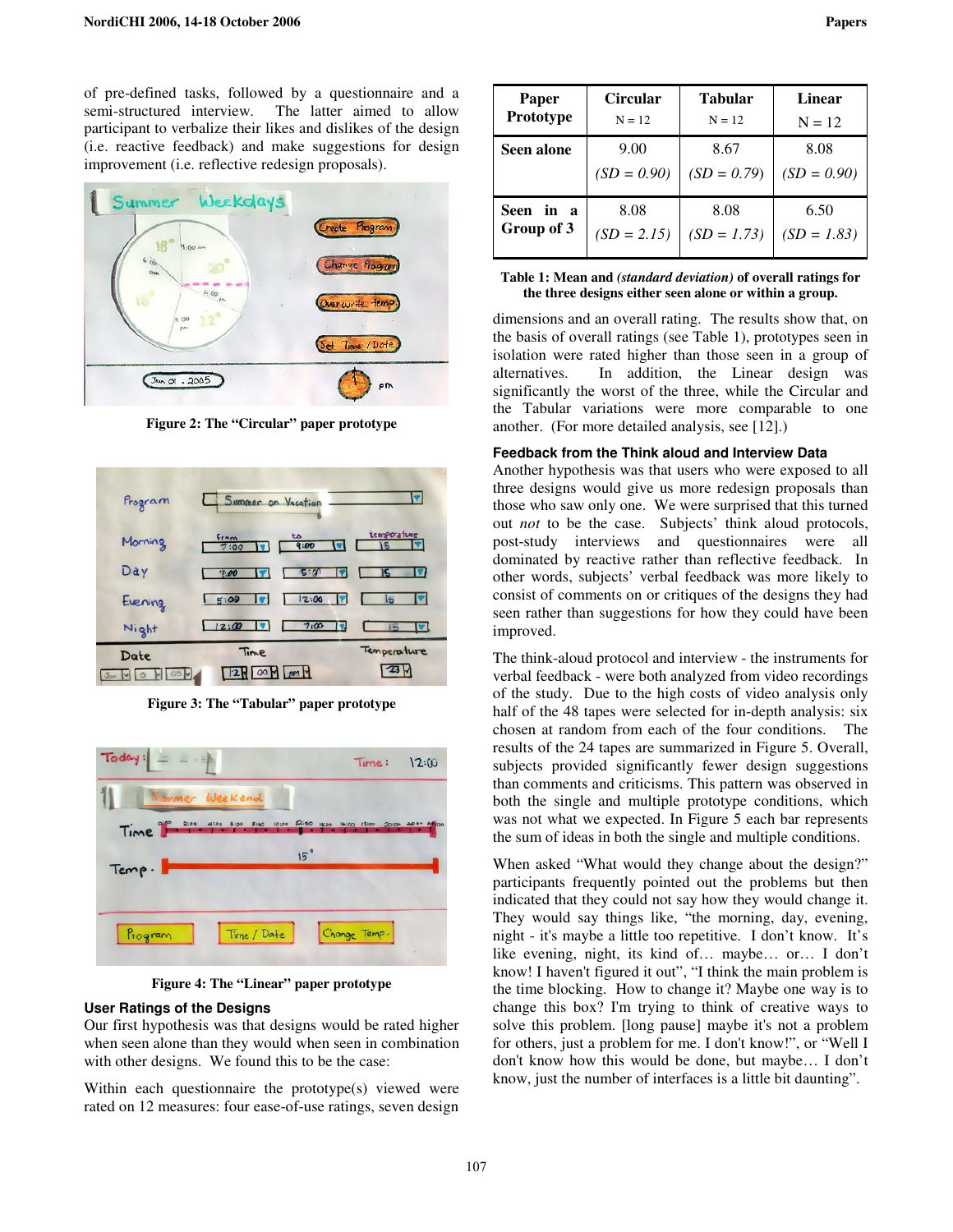of pre-defined tasks, followed by a questionnaire and a semi-structured interview. The latter aimed to allow participant to verbalize their likes and dislikes of the design (i.e. reactive feedback) and make suggestions for design improvement (i.e. reflective redesign proposals).

**Figure 2: The "Circular" paper prototype**

**Figure 3: The "Tabular" paper prototype**

**Figure 4: The "Linear" paper prototype**

### User Ratings of the Designs

Our first hypothesis was that designs would be rated higher when seen alone than they would when seen in combination with other designs. We found this to be the case:

Within each questionnaire the prototype(s) viewed were rated on 12 measures: four ease-of-use ratings, seven design dimensions and an overall rating. The results show that, on the basis of overall ratings (see Table 1), prototypes seen in isolation were rated higher than those seen in a group of alternatives. In addition, the Linear design was significantly the worst of the three, while the Circular and the Tabular variations were more comparable to one another. (For more detailed analysis, see [12].)

| Paper Prototype | Circular N = 12 | Tabular N = 12 | Linear N = 12 |
|---|---|---|---|
| Seen alone | 9.00 *(SD = 0.90)* | 8.67 *(SD = 0.79)* | 8.08 *(SD = 0.90)* |
| Seen in a Group of 3 | 8.08 *(SD = 2.15)* | 8.08 *(SD = 1.73)* | 6.50 *(SD = 1.83)* |

**Table 1: Mean and *(standard deviation)* of overall ratings for the three designs either seen alone or within a group.**

### Feedback from the Think aloud and Interview Data

Another hypothesis was that users who were exposed to all three designs would give us more redesign proposals than those who saw only one. We were surprised that this turned out *not* to be the case. Subjects' think aloud protocols, post-study interviews and questionnaires were all dominated by reactive rather than reflective feedback. In other words, subjects' verbal feedback was more likely to consist of comments on or critiques of the designs they had seen rather than suggestions for how they could have been improved.

The think-aloud protocol and interview - the instruments for verbal feedback - were both analyzed from video recordings of the study. Due to the high costs of video analysis only half of the 48 tapes were selected for in-depth analysis: six chosen at random from each of the four conditions. The results of the 24 tapes are summarized in Figure 5. Overall, subjects provided significantly fewer design suggestions than comments and criticisms. This pattern was observed in both the single and multiple prototype conditions, which was not what we expected. In Figure 5 each bar represents the sum of ideas in both the single and multiple conditions.

When asked "What would they change about the design?" participants frequently pointed out the problems but then indicated that they could not say how they would change it. They would say things like, "the morning, day, evening, night - it's maybe a little too repetitive. I don't know. It's like evening, night, its kind of… maybe… or… I don't know! I haven't figured it out", "I think the main problem is the time blocking. How to change it? Maybe one way is to change this box? I'm trying to think of creative ways to solve this problem. [long pause] maybe it's not a problem for others, just a problem for me. I don't know!", or "Well I don't know how this would be done, but maybe… I don't know, just the number of interfaces is a little bit daunting".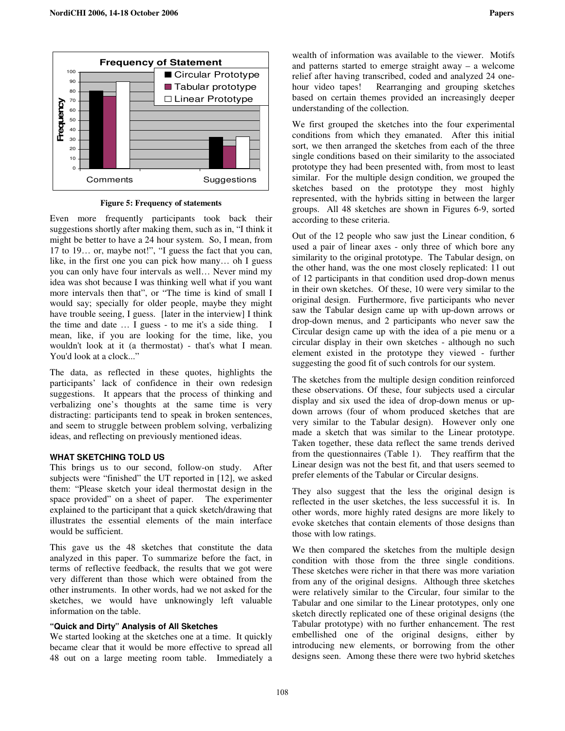Frequency of Statement

100
90
80
70
60
50
40
30
20
10
0

Frequency

Comments
Suggestions

■ Circular Prototype
■ Tabular prototype
□ Linear Prototype

**Figure 5: Frequency of statements**

Even more frequently participants took back their suggestions shortly after making them, such as in, "I think it might be better to have a 24 hour system. So, I mean, from 17 to 19… or, maybe not!", "I guess the fact that you can, like, in the first one you can pick how many… oh I guess you can only have four intervals as well… Never mind my idea was shot because I was thinking well what if you want more intervals then that", or "The time is kind of small I would say; specially for older people, maybe they might have trouble seeing, I guess. [later in the interview] I think the time and date … I guess - to me it's a side thing. I mean, like, if you are looking for the time, like, you wouldn't look at it (a thermostat) - that's what I mean. You'd look at a clock..."

The data, as reflected in these quotes, highlights the participants' lack of confidence in their own redesign suggestions. It appears that the process of thinking and verbalizing one's thoughts at the same time is very distracting: participants tend to speak in broken sentences, and seem to struggle between problem solving, verbalizing ideas, and reflecting on previously mentioned ideas.

## WHAT SKETCHING TOLD US

This brings us to our second, follow-on study. After subjects were "finished" the UT reported in [12], we asked them: "Please sketch your ideal thermostat design in the space provided" on a sheet of paper. The experimenter explained to the participant that a quick sketch/drawing that illustrates the essential elements of the main interface would be sufficient.

This gave us the 48 sketches that constitute the data analyzed in this paper. To summarize before the fact, in terms of reflective feedback, the results that we got were very different than those which were obtained from the other instruments. In other words, had we not asked for the sketches, we would have unknowingly left valuable information on the table.

### "Quick and Dirty" Analysis of All Sketches

We started looking at the sketches one at a time. It quickly became clear that it would be more effective to spread all 48 out on a large meeting room table. Immediately a wealth of information was available to the viewer. Motifs and patterns started to emerge straight away – a welcome relief after having transcribed, coded and analyzed 24 one-hour video tapes! Rearranging and grouping sketches based on certain themes provided an increasingly deeper understanding of the collection.

We first grouped the sketches into the four experimental conditions from which they emanated. After this initial sort, we then arranged the sketches from each of the three single conditions based on their similarity to the associated prototype they had been presented with, from most to least similar. For the multiple design condition, we grouped the sketches based on the prototype they most highly represented, with the hybrids sitting in between the larger groups. All 48 sketches are shown in Figures 6-9, sorted according to these criteria.

Out of the 12 people who saw just the Linear condition, 6 used a pair of linear axes - only three of which bore any similarity to the original prototype. The Tabular design, on the other hand, was the one most closely replicated: 11 out of 12 participants in that condition used drop-down menus in their own sketches. Of these, 10 were very similar to the original design. Furthermore, five participants who never saw the Tabular design came up with up-down arrows or drop-down menus, and 2 participants who never saw the Circular design came up with the idea of a pie menu or a circular display in their own sketches - although no such element existed in the prototype they viewed - further suggesting the good fit of such controls for our system.

The sketches from the multiple design condition reinforced these observations. Of these, four subjects used a circular display and six used the idea of drop-down menus or up-down arrows (four of whom produced sketches that are very similar to the Tabular design). However only one made a sketch that was similar to the Linear prototype. Taken together, these data reflect the same trends derived from the questionnaires (Table 1). They reaffirm that the Linear design was not the best fit, and that users seemed to prefer elements of the Tabular or Circular designs.

They also suggest that the less the original design is reflected in the user sketches, the less successful it is. In other words, more highly rated designs are more likely to evoke sketches that contain elements of those designs than those with low ratings.

We then compared the sketches from the multiple design condition with those from the three single conditions. These sketches were richer in that there was more variation from any of the original designs. Although three sketches were relatively similar to the Circular, four similar to the Tabular and one similar to the Linear prototypes, only one sketch directly replicated one of these original designs (the Tabular prototype) with no further enhancement. The rest embellished one of the original designs, either by introducing new elements, or borrowing from the other designs seen. Among these there were two hybrid sketches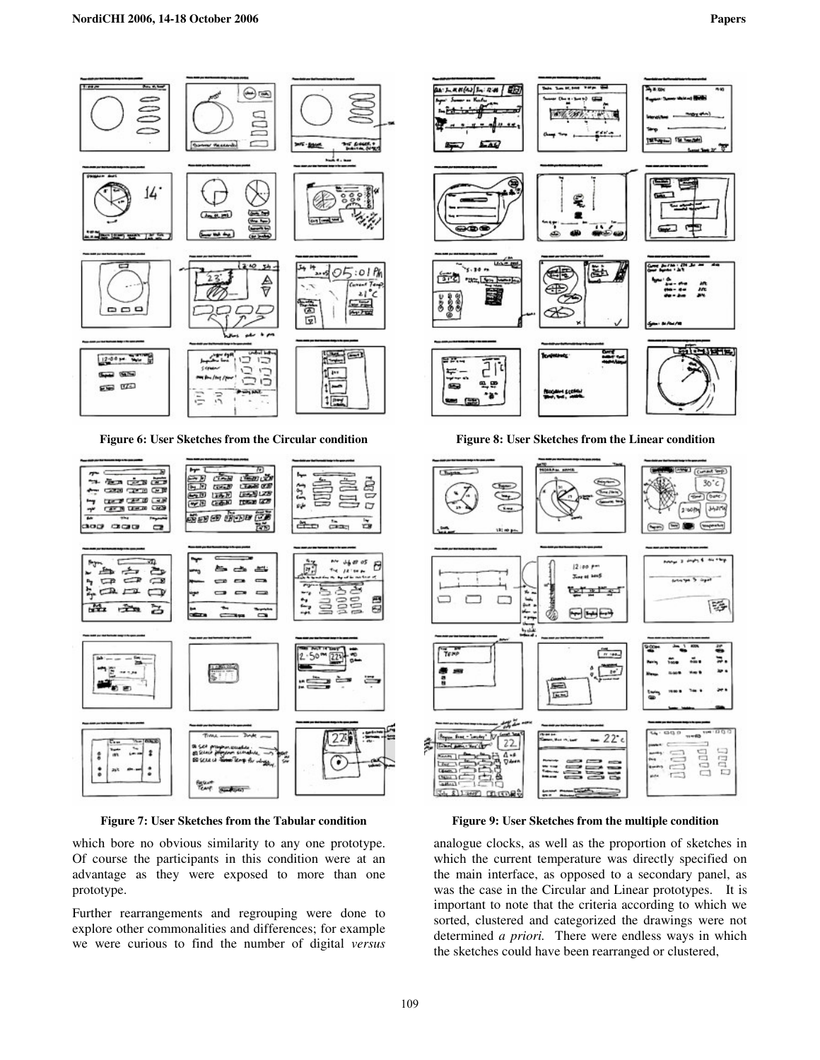Figure 6: User Sketches from the Circular condition

Figure 8: User Sketches from the Linear condition

Figure 7: User Sketches from the Tabular condition

Figure 9: User Sketches from the multiple condition

which bore no obvious similarity to any one prototype. Of course the participants in this condition were at an advantage as they were exposed to more than one prototype.

Further rearrangements and regrouping were done to explore other commonalities and differences; for example we were curious to find the number of digital *versus* analogue clocks, as well as the proportion of sketches in which the current temperature was directly specified on the main interface, as opposed to a secondary panel, as was the case in the Circular and Linear prototypes. It is important to note that the criteria according to which we sorted, clustered and categorized the drawings were not determined *a priori.* There were endless ways in which the sketches could have been rearranged or clustered,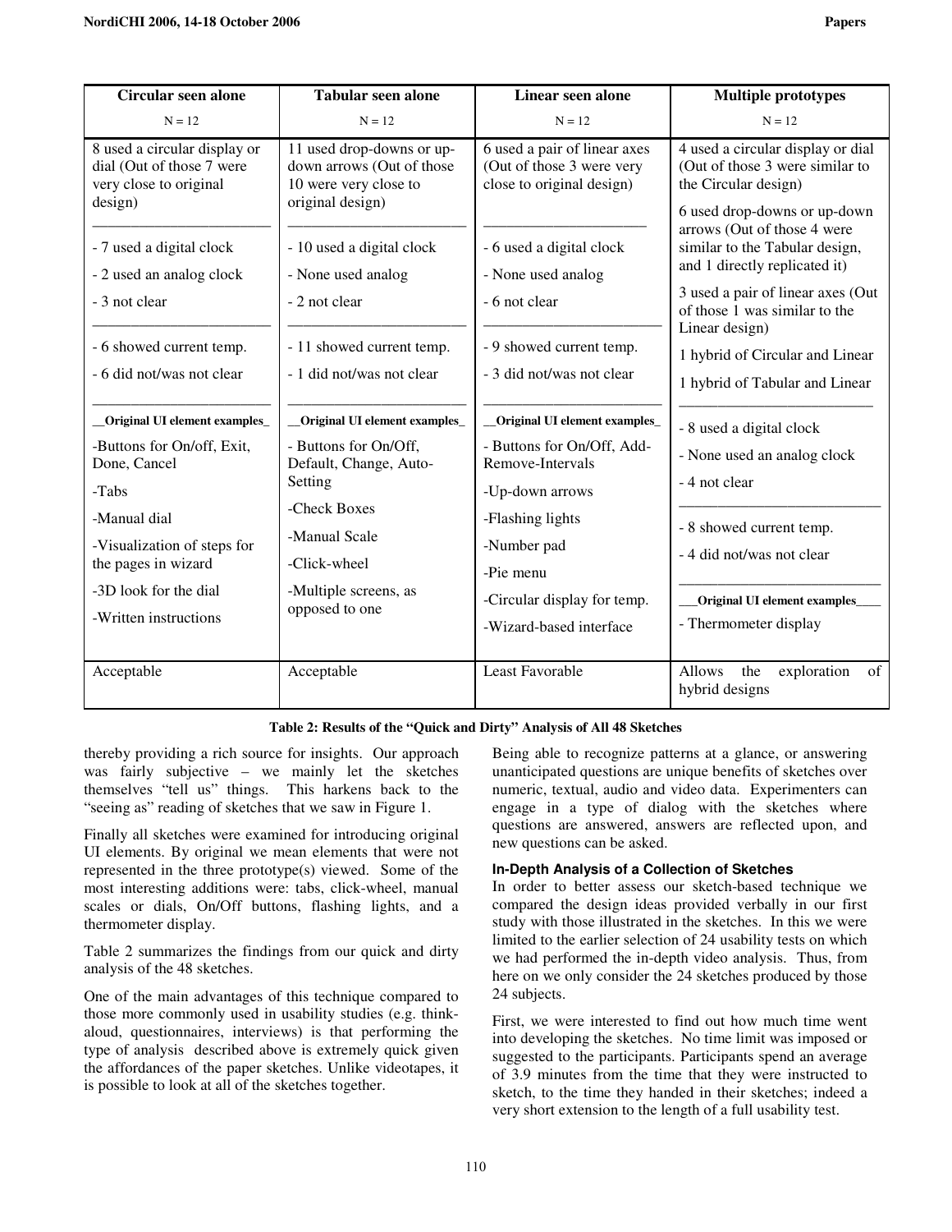| Circular seen alone<br>N = 12 | Tabular seen alone<br>N = 12 | Linear seen alone<br>N = 12 | Multiple prototypes<br>N = 12 |
|---|---|---|---|
| 8 used a circular display or dial (Out of those 7 were very close to original design) | 11 used drop-downs or up-down arrows (Out of those 10 were very close to original design) | 6 used a pair of linear axes (Out of those 3 were very close to original design) | 4 used a circular display or dial (Out of those 3 were similar to the Circular design)<br>6 used drop-downs or up-down arrows (Out of those 4 were similar to the Tabular design, and 1 directly replicated it)<br>3 used a pair of linear axes (Out of those 1 was similar to the Linear design)<br>1 hybrid of Circular and Linear<br>1 hybrid of Tabular and Linear |
| - 7 used a digital clock<br>- 2 used an analog clock<br>- 3 not clear | - 10 used a digital clock<br>- None used analog<br>- 2 not clear | - 6 used a digital clock<br>- None used analog<br>- 6 not clear | - 8 used a digital clock<br>- None used an analog clock<br>- 4 not clear |
| - 6 showed current temp.<br>- 6 did not/was not clear | - 11 showed current temp.<br>- 1 did not/was not clear | - 9 showed current temp.<br>- 3 did not/was not clear | - 8 showed current temp.<br>- 4 did not/was not clear |
| **Original UI element examples**<br>-Buttons for On/off, Exit, Done, Cancel<br>-Tabs<br>-Manual dial<br>-Visualization of steps for the pages in wizard<br>-3D look for the dial<br>-Written instructions | **Original UI element examples**<br>- Buttons for On/Off, Default, Change, Auto-Setting<br>-Check Boxes<br>-Manual Scale<br>-Click-wheel<br>-Multiple screens, as opposed to one | **Original UI element examples**<br>- Buttons for On/Off, Add-Remove-Intervals<br>-Up-down arrows<br>-Flashing lights<br>-Number pad<br>-Pie menu<br>-Circular display for temp.<br>-Wizard-based interface | **Original UI element examples**<br>- Thermometer display |
| Acceptable | Acceptable | Least Favorable | Allows the exploration of hybrid designs |

**Table 2: Results of the "Quick and Dirty" Analysis of All 48 Sketches**

thereby providing a rich source for insights. Our approach was fairly subjective – we mainly let the sketches themselves "tell us" things. This harkens back to the "seeing as" reading of sketches that we saw in Figure 1.

Finally all sketches were examined for introducing original UI elements. By original we mean elements that were not represented in the three prototype(s) viewed. Some of the most interesting additions were: tabs, click-wheel, manual scales or dials, On/Off buttons, flashing lights, and a thermometer display.

Table 2 summarizes the findings from our quick and dirty analysis of the 48 sketches.

One of the main advantages of this technique compared to those more commonly used in usability studies (e.g. think-aloud, questionnaires, interviews) is that performing the type of analysis described above is extremely quick given the affordances of the paper sketches. Unlike videotapes, it is possible to look at all of the sketches together.

Being able to recognize patterns at a glance, or answering unanticipated questions are unique benefits of sketches over numeric, textual, audio and video data. Experimenters can engage in a type of dialog with the sketches where questions are answered, answers are reflected upon, and new questions can be asked.

### In-Depth Analysis of a Collection of Sketches

In order to better assess our sketch-based technique we compared the design ideas provided verbally in our first study with those illustrated in the sketches. In this we were limited to the earlier selection of 24 usability tests on which we had performed the in-depth video analysis. Thus, from here on we only consider the 24 sketches produced by those 24 subjects.

First, we were interested to find out how much time went into developing the sketches. No time limit was imposed or suggested to the participants. Participants spend an average of 3.9 minutes from the time that they were instructed to sketch, to the time they handed in their sketches; indeed a very short extension to the length of a full usability test.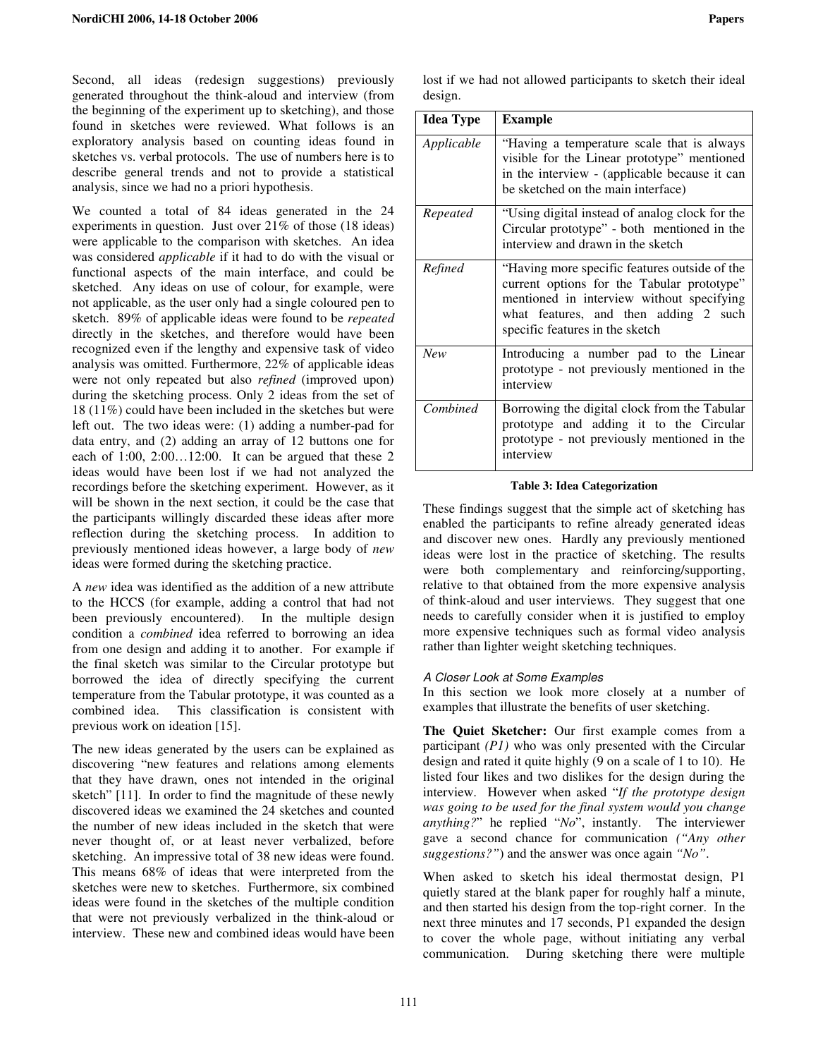Second, all ideas (redesign suggestions) previously generated throughout the think-aloud and interview (from the beginning of the experiment up to sketching), and those found in sketches were reviewed. What follows is an exploratory analysis based on counting ideas found in sketches vs. verbal protocols. The use of numbers here is to describe general trends and not to provide a statistical analysis, since we had no a priori hypothesis.

We counted a total of 84 ideas generated in the 24 experiments in question. Just over 21% of those (18 ideas) were applicable to the comparison with sketches. An idea was considered *applicable* if it had to do with the visual or functional aspects of the main interface, and could be sketched. Any ideas on use of colour, for example, were not applicable, as the user only had a single coloured pen to sketch. 89% of applicable ideas were found to be *repeated* directly in the sketches, and therefore would have been recognized even if the lengthy and expensive task of video analysis was omitted. Furthermore, 22% of applicable ideas were not only repeated but also *refined* (improved upon) during the sketching process. Only 2 ideas from the set of 18 (11%) could have been included in the sketches but were left out. The two ideas were: (1) adding a number-pad for data entry, and (2) adding an array of 12 buttons one for each of 1:00, 2:00…12:00. It can be argued that these 2 ideas would have been lost if we had not analyzed the recordings before the sketching experiment. However, as it will be shown in the next section, it could be the case that the participants willingly discarded these ideas after more reflection during the sketching process. In addition to previously mentioned ideas however, a large body of *new* ideas were formed during the sketching practice.

A *new* idea was identified as the addition of a new attribute to the HCCS (for example, adding a control that had not been previously encountered). In the multiple design condition a *combined* idea referred to borrowing an idea from one design and adding it to another. For example if the final sketch was similar to the Circular prototype but borrowed the idea of directly specifying the current temperature from the Tabular prototype, it was counted as a combined idea. This classification is consistent with previous work on ideation [15].

The new ideas generated by the users can be explained as discovering "new features and relations among elements that they have drawn, ones not intended in the original sketch" [11]. In order to find the magnitude of these newly discovered ideas we examined the 24 sketches and counted the number of new ideas included in the sketch that were never thought of, or at least never verbalized, before sketching. An impressive total of 38 new ideas were found. This means 68% of ideas that were interpreted from the sketches were new to sketches. Furthermore, six combined ideas were found in the sketches of the multiple condition that were not previously verbalized in the think-aloud or interview. These new and combined ideas would have been lost if we had not allowed participants to sketch their ideal design.

| Idea Type | Example |
|---|---|
| *Applicable* | "Having a temperature scale that is always visible for the Linear prototype" mentioned in the interview - (applicable because it can be sketched on the main interface) |
| *Repeated* | "Using digital instead of analog clock for the Circular prototype" - both mentioned in the interview and drawn in the sketch |
| *Refined* | "Having more specific features outside of the current options for the Tabular prototype" mentioned in interview without specifying what features, and then adding 2 such specific features in the sketch |
| *New* | Introducing a number pad to the Linear prototype - not previously mentioned in the interview |
| *Combined* | Borrowing the digital clock from the Tabular prototype and adding it to the Circular prototype - not previously mentioned in the interview |

**Table 3: Idea Categorization**

These findings suggest that the simple act of sketching has enabled the participants to refine already generated ideas and discover new ones. Hardly any previously mentioned ideas were lost in the practice of sketching. The results were both complementary and reinforcing/supporting, relative to that obtained from the more expensive analysis of think-aloud and user interviews. They suggest that one needs to carefully consider when it is justified to employ more expensive techniques such as formal video analysis rather than lighter weight sketching techniques.

### *A Closer Look at Some Examples*

In this section we look more closely at a number of examples that illustrate the benefits of user sketching.

**The Quiet Sketcher:** Our first example comes from a participant *(P1)* who was only presented with the Circular design and rated it quite highly (9 on a scale of 1 to 10). He listed four likes and two dislikes for the design during the interview. However when asked "*If the prototype design was going to be used for the final system would you change anything?*" he replied "*No*", instantly. The interviewer gave a second chance for communication *("Any other suggestions?")* and the answer was once again *"No"*.

When asked to sketch his ideal thermostat design, P1 quietly stared at the blank paper for roughly half a minute, and then started his design from the top-right corner. In the next three minutes and 17 seconds, P1 expanded the design to cover the whole page, without initiating any verbal communication. During sketching there were multiple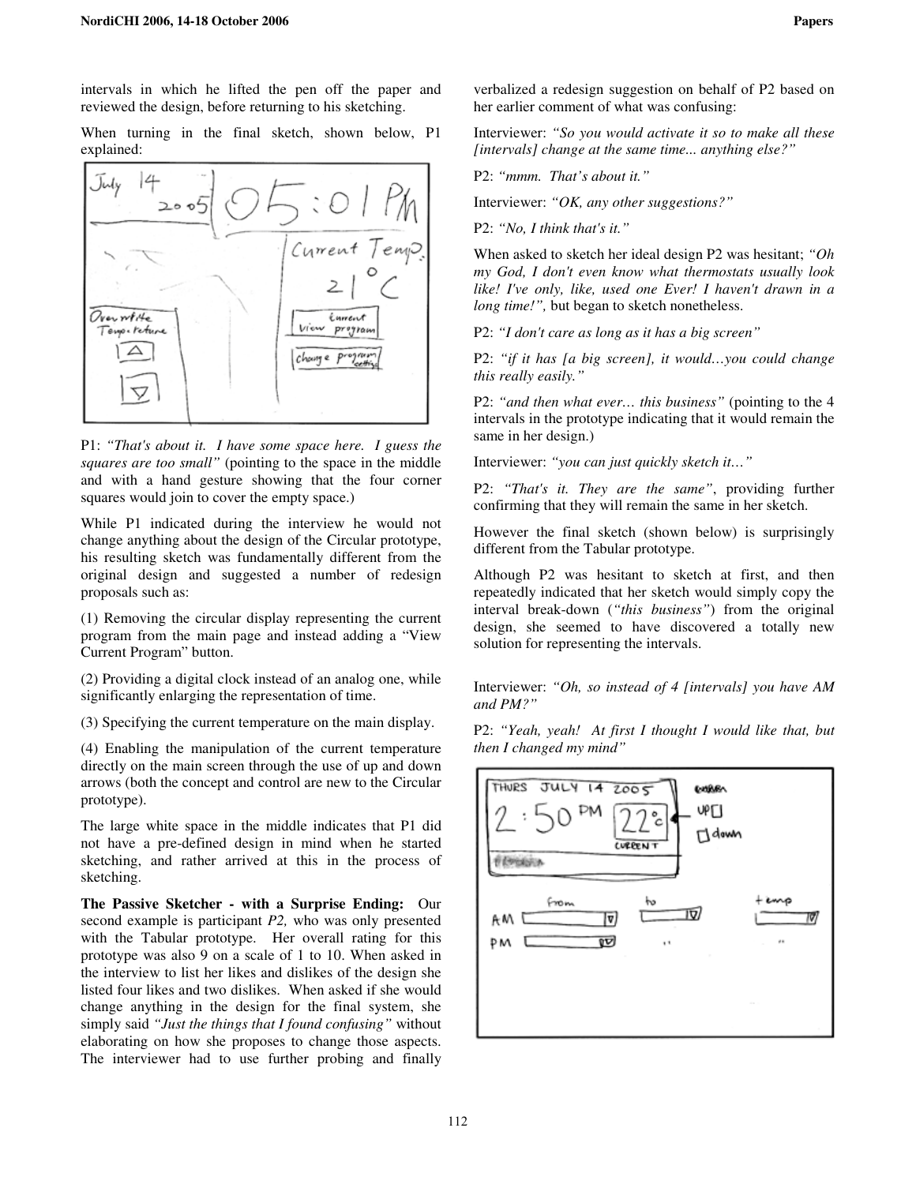intervals in which he lifted the pen off the paper and reviewed the design, before returning to his sketching.

When turning in the final sketch, shown below, P1 explained:

P1: *"That's about it. I have some space here. I guess the squares are too small"* (pointing to the space in the middle and with a hand gesture showing that the four corner squares would join to cover the empty space.)

While P1 indicated during the interview he would not change anything about the design of the Circular prototype, his resulting sketch was fundamentally different from the original design and suggested a number of redesign proposals such as:

(1) Removing the circular display representing the current program from the main page and instead adding a "View Current Program" button.

(2) Providing a digital clock instead of an analog one, while significantly enlarging the representation of time.

(3) Specifying the current temperature on the main display.

(4) Enabling the manipulation of the current temperature directly on the main screen through the use of up and down arrows (both the concept and control are new to the Circular prototype).

The large white space in the middle indicates that P1 did not have a pre-defined design in mind when he started sketching, and rather arrived at this in the process of sketching.

**The Passive Sketcher - with a Surprise Ending:** Our second example is participant *P2,* who was only presented with the Tabular prototype. Her overall rating for this prototype was also 9 on a scale of 1 to 10. When asked in the interview to list her likes and dislikes of the design she listed four likes and two dislikes. When asked if she would change anything in the design for the final system, she simply said *"Just the things that I found confusing"* without elaborating on how she proposes to change those aspects. The interviewer had to use further probing and finally verbalized a redesign suggestion on behalf of P2 based on her earlier comment of what was confusing:

Interviewer: *"So you would activate it so to make all these [intervals] change at the same time... anything else?"*

P2: *"mmm. That's about it."*

Interviewer: *"OK, any other suggestions?"*

P2: *"No, I think that's it."*

When asked to sketch her ideal design P2 was hesitant; *"Oh my God, I don't even know what thermostats usually look like! I've only, like, used one Ever! I haven't drawn in a long time!",* but began to sketch nonetheless.

P2: *"I don't care as long as it has a big screen"*

P2: *"if it has [a big screen], it would…you could change this really easily."*

P2: *"and then what ever… this business"* (pointing to the 4 intervals in the prototype indicating that it would remain the same in her design.)

Interviewer: *"you can just quickly sketch it…"*

P2: *"That's it. They are the same"*, providing further confirming that they will remain the same in her sketch.

However the final sketch (shown below) is surprisingly different from the Tabular prototype.

Although P2 was hesitant to sketch at first, and then repeatedly indicated that her sketch would simply copy the interval break-down (*"this business"*) from the original design, she seemed to have discovered a totally new solution for representing the intervals.

Interviewer: *"Oh, so instead of 4 [intervals] you have AM and PM?"*

P2: *"Yeah, yeah! At first I thought I would like that, but then I changed my mind"*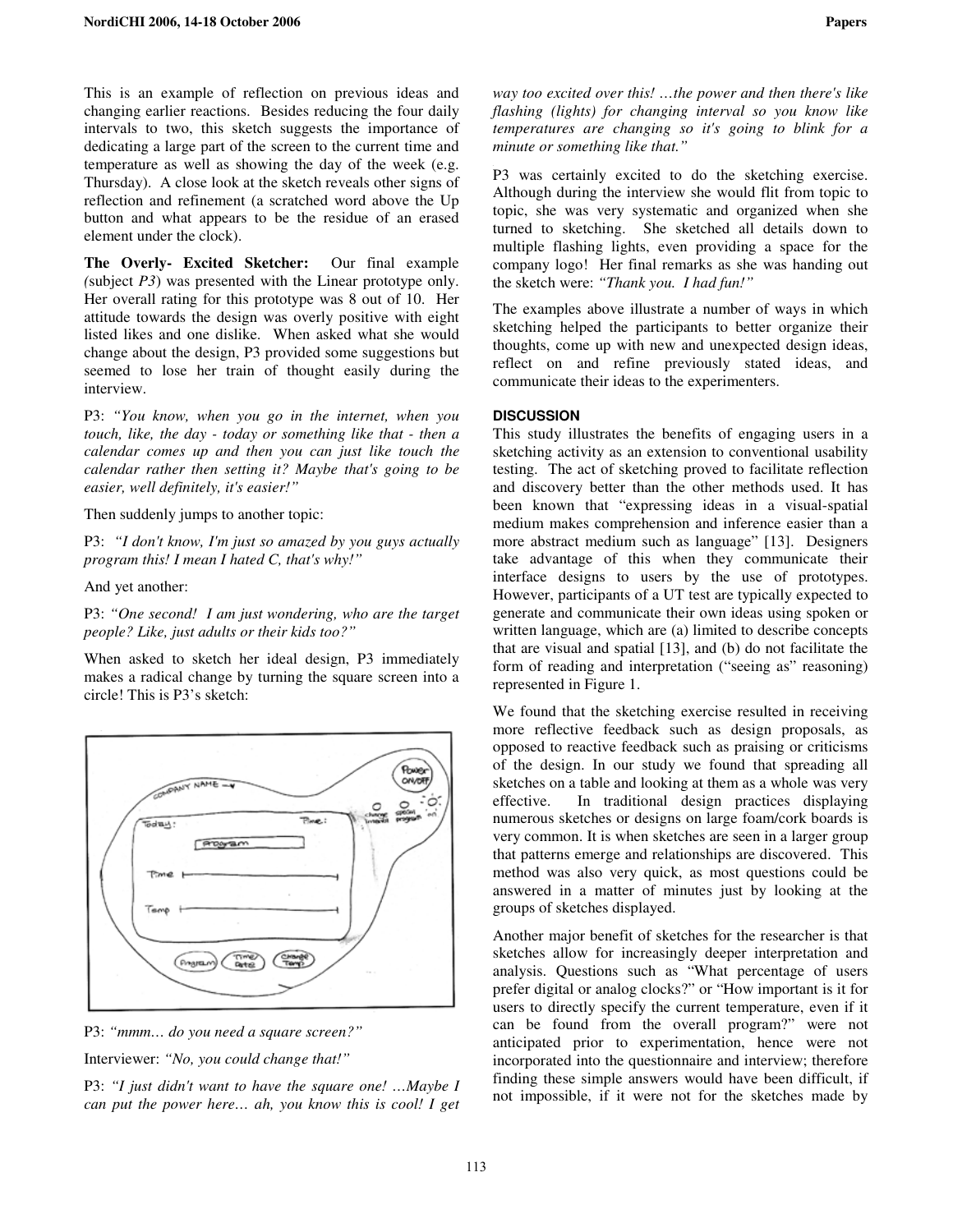This is an example of reflection on previous ideas and changing earlier reactions. Besides reducing the four daily intervals to two, this sketch suggests the importance of dedicating a large part of the screen to the current time and temperature as well as showing the day of the week (e.g. Thursday). A close look at the sketch reveals other signs of reflection and refinement (a scratched word above the Up button and what appears to be the residue of an erased element under the clock).

**The Overly- Excited Sketcher:** Our final example *(*subject *P3*) was presented with the Linear prototype only. Her overall rating for this prototype was 8 out of 10. Her attitude towards the design was overly positive with eight listed likes and one dislike. When asked what she would change about the design, P3 provided some suggestions but seemed to lose her train of thought easily during the interview.

P3: *"You know, when you go in the internet, when you touch, like, the day - today or something like that - then a calendar comes up and then you can just like touch the calendar rather then setting it? Maybe that's going to be easier, well definitely, it's easier!"*

Then suddenly jumps to another topic:

P3: *"I don't know, I'm just so amazed by you guys actually program this! I mean I hated C, that's why!"*

And yet another:

P3: *"One second! I am just wondering, who are the target people? Like, just adults or their kids too?"*

When asked to sketch her ideal design, P3 immediately makes a radical change by turning the square screen into a circle! This is P3's sketch:

P3: *"mmm… do you need a square screen?"*

Interviewer: *"No, you could change that!"*

P3: *"I just didn't want to have the square one! …Maybe I can put the power here… ah, you know this is cool! I get way too excited over this! …the power and then there's like flashing (lights) for changing interval so you know like temperatures are changing so it's going to blink for a minute or something like that."*

P3 was certainly excited to do the sketching exercise. Although during the interview she would flit from topic to topic, she was very systematic and organized when she turned to sketching. She sketched all details down to multiple flashing lights, even providing a space for the company logo! Her final remarks as she was handing out the sketch were: *"Thank you. I had fun!"*

The examples above illustrate a number of ways in which sketching helped the participants to better organize their thoughts, come up with new and unexpected design ideas, reflect on and refine previously stated ideas, and communicate their ideas to the experimenters.

## DISCUSSION

This study illustrates the benefits of engaging users in a sketching activity as an extension to conventional usability testing. The act of sketching proved to facilitate reflection and discovery better than the other methods used. It has been known that "expressing ideas in a visual-spatial medium makes comprehension and inference easier than a more abstract medium such as language" [13]. Designers take advantage of this when they communicate their interface designs to users by the use of prototypes. However, participants of a UT test are typically expected to generate and communicate their own ideas using spoken or written language, which are (a) limited to describe concepts that are visual and spatial [13], and (b) do not facilitate the form of reading and interpretation ("seeing as" reasoning) represented in Figure 1.

We found that the sketching exercise resulted in receiving more reflective feedback such as design proposals, as opposed to reactive feedback such as praising or criticisms of the design. In our study we found that spreading all sketches on a table and looking at them as a whole was very effective. In traditional design practices displaying numerous sketches or designs on large foam/cork boards is very common. It is when sketches are seen in a larger group that patterns emerge and relationships are discovered. This method was also very quick, as most questions could be answered in a matter of minutes just by looking at the groups of sketches displayed.

Another major benefit of sketches for the researcher is that sketches allow for increasingly deeper interpretation and analysis. Questions such as "What percentage of users prefer digital or analog clocks?" or "How important is it for users to directly specify the current temperature, even if it can be found from the overall program?" were not anticipated prior to experimentation, hence were not incorporated into the questionnaire and interview; therefore finding these simple answers would have been difficult, if not impossible, if it were not for the sketches made by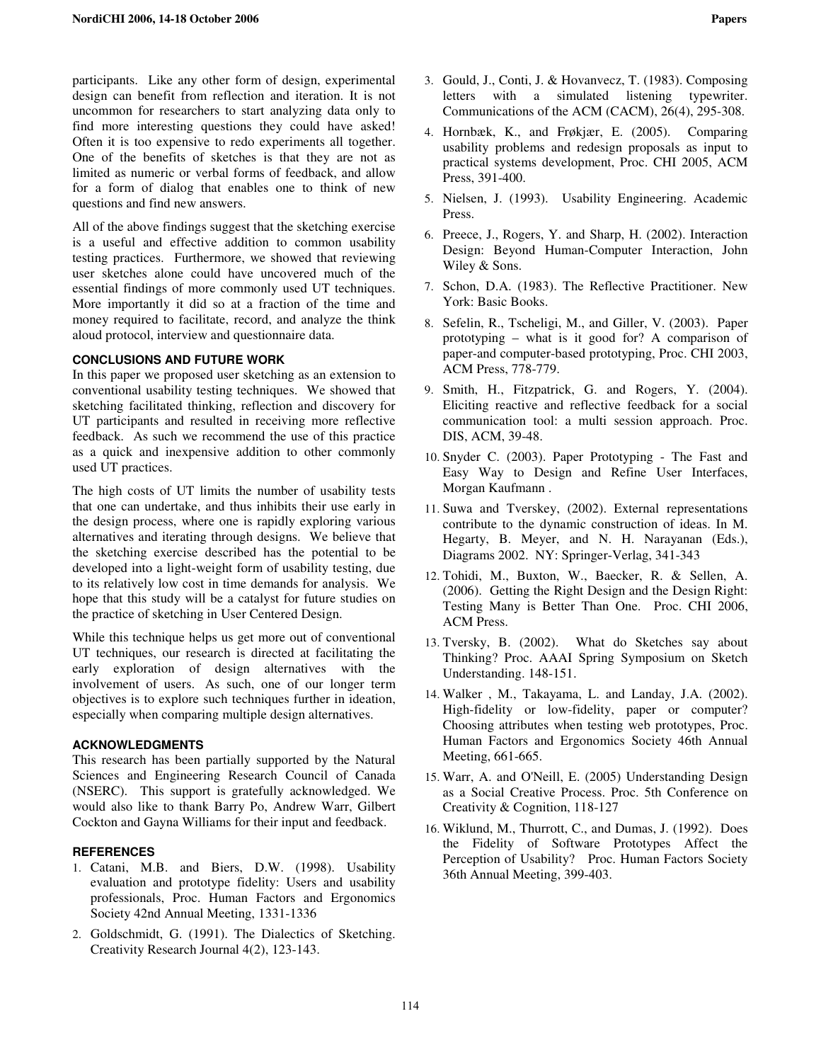participants. Like any other form of design, experimental design can benefit from reflection and iteration. It is not uncommon for researchers to start analyzing data only to find more interesting questions they could have asked! Often it is too expensive to redo experiments all together. One of the benefits of sketches is that they are not as limited as numeric or verbal forms of feedback, and allow for a form of dialog that enables one to think of new questions and find new answers.

All of the above findings suggest that the sketching exercise is a useful and effective addition to common usability testing practices. Furthermore, we showed that reviewing user sketches alone could have uncovered much of the essential findings of more commonly used UT techniques. More importantly it did so at a fraction of the time and money required to facilitate, record, and analyze the think aloud protocol, interview and questionnaire data.

### CONCLUSIONS AND FUTURE WORK

In this paper we proposed user sketching as an extension to conventional usability testing techniques. We showed that sketching facilitated thinking, reflection and discovery for UT participants and resulted in receiving more reflective feedback. As such we recommend the use of this practice as a quick and inexpensive addition to other commonly used UT practices.

The high costs of UT limits the number of usability tests that one can undertake, and thus inhibits their use early in the design process, where one is rapidly exploring various alternatives and iterating through designs. We believe that the sketching exercise described has the potential to be developed into a light-weight form of usability testing, due to its relatively low cost in time demands for analysis. We hope that this study will be a catalyst for future studies on the practice of sketching in User Centered Design.

While this technique helps us get more out of conventional UT techniques, our research is directed at facilitating the early exploration of design alternatives with the involvement of users. As such, one of our longer term objectives is to explore such techniques further in ideation, especially when comparing multiple design alternatives.

### ACKNOWLEDGMENTS

This research has been partially supported by the Natural Sciences and Engineering Research Council of Canada (NSERC). This support is gratefully acknowledged. We would also like to thank Barry Po, Andrew Warr, Gilbert Cockton and Gayna Williams for their input and feedback.

### REFERENCES

1. Catani, M.B. and Biers, D.W. (1998). Usability evaluation and prototype fidelity: Users and usability professionals, Proc. Human Factors and Ergonomics Society 42nd Annual Meeting, 1331-1336
2. Goldschmidt, G. (1991). The Dialectics of Sketching. Creativity Research Journal 4(2), 123-143.
3. Gould, J., Conti, J. & Hovanvecz, T. (1983). Composing letters with a simulated listening typewriter. Communications of the ACM (CACM), 26(4), 295-308.
4. Hornbæk, K., and Frøkjær, E. (2005). Comparing usability problems and redesign proposals as input to practical systems development, Proc. CHI 2005, ACM Press, 391-400.
5. Nielsen, J. (1993). Usability Engineering. Academic Press.
6. Preece, J., Rogers, Y. and Sharp, H. (2002). Interaction Design: Beyond Human-Computer Interaction, John Wiley & Sons.
7. Schon, D.A. (1983). The Reflective Practitioner. New York: Basic Books.
8. Sefelin, R., Tscheligi, M., and Giller, V. (2003). Paper prototyping – what is it good for? A comparison of paper-and computer-based prototyping, Proc. CHI 2003, ACM Press, 778-779.
9. Smith, H., Fitzpatrick, G. and Rogers, Y. (2004). Eliciting reactive and reflective feedback for a social communication tool: a multi session approach. Proc. DIS, ACM, 39-48.
10. Snyder C. (2003). Paper Prototyping - The Fast and Easy Way to Design and Refine User Interfaces, Morgan Kaufmann .
11. Suwa and Tverskey, (2002). External representations contribute to the dynamic construction of ideas. In M. Hegarty, B. Meyer, and N. H. Narayanan (Eds.), Diagrams 2002. NY: Springer-Verlag, 341-343
12. Tohidi, M., Buxton, W., Baecker, R. & Sellen, A. (2006). Getting the Right Design and the Design Right: Testing Many is Better Than One. Proc. CHI 2006, ACM Press.
13. Tversky, B. (2002). What do Sketches say about Thinking? Proc. AAAI Spring Symposium on Sketch Understanding. 148-151.
14. Walker , M., Takayama, L. and Landay, J.A. (2002). High-fidelity or low-fidelity, paper or computer? Choosing attributes when testing web prototypes, Proc. Human Factors and Ergonomics Society 46th Annual Meeting, 661-665.
15. Warr, A. and O'Neill, E. (2005) Understanding Design as a Social Creative Process. Proc. 5th Conference on Creativity & Cognition, 118-127
16. Wiklund, M., Thurrott, C., and Dumas, J. (1992). Does the Fidelity of Software Prototypes Affect the Perception of Usability? Proc. Human Factors Society 36th Annual Meeting, 399-403.